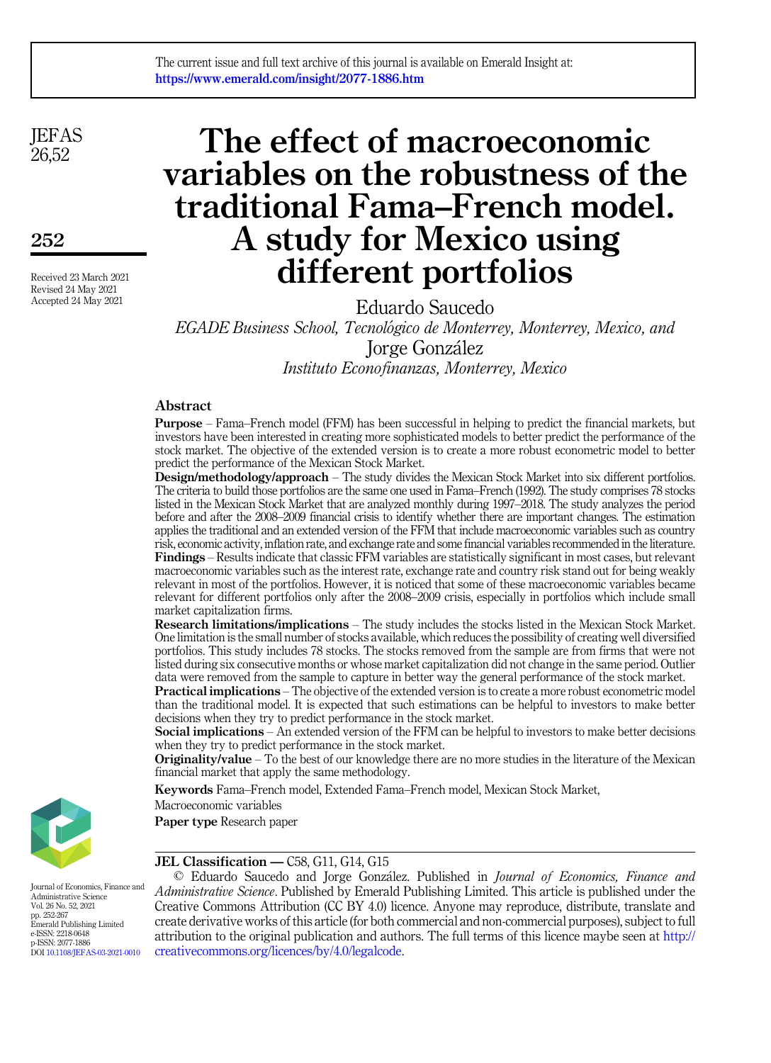The current issue and full text archive of this journal is available on Emerald Insight at: https://www.emerald.com/insight/2077-1886.htm

# The effect of macroeconomic variables on the robustness of the traditional Fama–French model. A study for Mexico using different portfolios

Received 23 March 2021
Revised 24 May 2021
Accepted 24 May 2021

Eduardo Saucedo
*EGADE Business School, Tecnológico de Monterrey, Monterrey, Mexico, and*
Jorge González
*Instituto Econofinanzas, Monterrey, Mexico*

## Abstract

**Purpose** – Fama–French model (FFM) has been successful in helping to predict the financial markets, but investors have been interested in creating more sophisticated models to better predict the performance of the stock market. The objective of the extended version is to create a more robust econometric model to better predict the performance of the Mexican Stock Market.

**Design/methodology/approach** – The study divides the Mexican Stock Market into six different portfolios. The criteria to build those portfolios are the same one used in Fama–French (1992). The study comprises 78 stocks listed in the Mexican Stock Market that are analyzed monthly during 1997–2018. The study analyzes the period before and after the 2008–2009 financial crisis to identify whether there are important changes. The estimation applies the traditional and an extended version of the FFM that include macroeconomic variables such as country risk, economic activity, inflation rate, and exchange rate and some financial variables recommended in the literature.

**Findings** – Results indicate that classic FFM variables are statistically significant in most cases, but relevant macroeconomic variables such as the interest rate, exchange rate and country risk stand out for being weakly relevant in most of the portfolios. However, it is noticed that some of these macroeconomic variables became relevant for different portfolios only after the 2008–2009 crisis, especially in portfolios which include small market capitalization firms.

**Research limitations/implications** – The study includes the stocks listed in the Mexican Stock Market. One limitation is the small number of stocks available, which reduces the possibility of creating well diversified portfolios. This study includes 78 stocks. The stocks removed from the sample are from firms that were not listed during six consecutive months or whose market capitalization did not change in the same period. Outlier data were removed from the sample to capture in better way the general performance of the stock market.

**Practical implications** – The objective of the extended version is to create a more robust econometric model than the traditional model. It is expected that such estimations can be helpful to investors to make better decisions when they try to predict performance in the stock market.

**Social implications** – An extended version of the FFM can be helpful to investors to make better decisions when they try to predict performance in the stock market.

**Originality/value** – To the best of our knowledge there are no more studies in the literature of the Mexican financial market that apply the same methodology.

**Keywords** Fama–French model, Extended Fama–French model, Mexican Stock Market, Macroeconomic variables

**Paper type** Research paper

**JEL Classification — ** C58, G11, G14, G15

© Eduardo Saucedo and Jorge González. Published in *Journal of Economics, Finance and Administrative Science*. Published by Emerald Publishing Limited. This article is published under the Creative Commons Attribution (CC BY 4.0) licence. Anyone may reproduce, distribute, translate and create derivative works of this article (for both commercial and non-commercial purposes), subject to full attribution to the original publication and authors. The full terms of this licence maybe seen at http://creativecommons.org/licences/by/4.0/legalcode.

Journal of Economics, Finance and Administrative Science
Vol. 26 No. 52, 2021
pp. 252-267
Emerald Publishing Limited
e-ISSN: 2218-0648
p-ISSN: 2077-1886
DOI 10.1108/JEFAS-03-2021-0010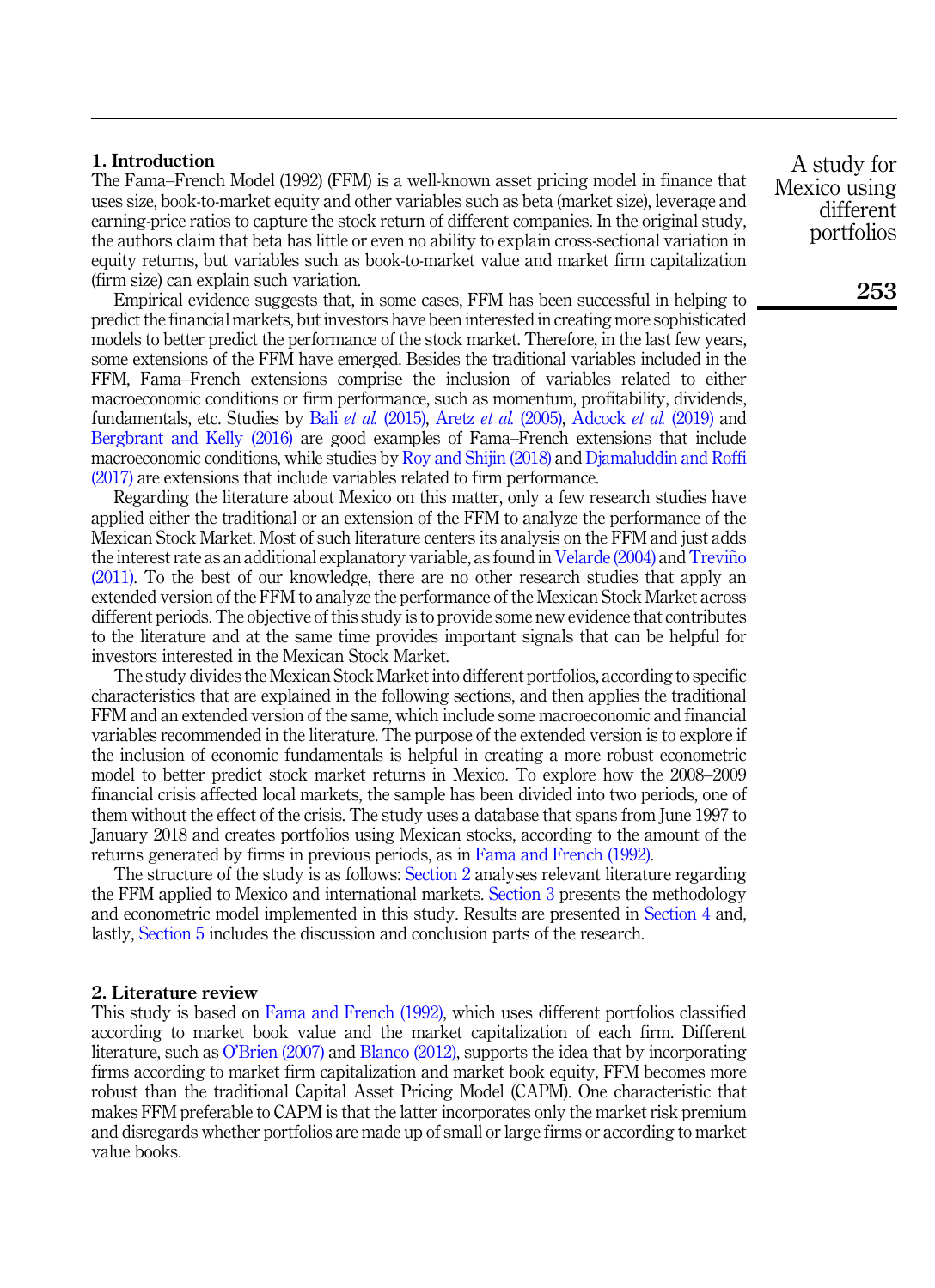## 1. Introduction

The Fama–French Model (1992) (FFM) is a well-known asset pricing model in finance that uses size, book-to-market equity and other variables such as beta (market size), leverage and earning-price ratios to capture the stock return of different companies. In the original study, the authors claim that beta has little or even no ability to explain cross-sectional variation in equity returns, but variables such as book-to-market value and market firm capitalization (firm size) can explain such variation.

Empirical evidence suggests that, in some cases, FFM has been successful in helping to predict the financial markets, but investors have been interested in creating more sophisticated models to better predict the performance of the stock market. Therefore, in the last few years, some extensions of the FFM have emerged. Besides the traditional variables included in the FFM, Fama–French extensions comprise the inclusion of variables related to either macroeconomic conditions or firm performance, such as momentum, profitability, dividends, fundamentals, etc. Studies by Bali *et al.* (2015), Aretz *et al.* (2005), Adcock *et al.* (2019) and Bergbrant and Kelly (2016) are good examples of Fama–French extensions that include macroeconomic conditions, while studies by Roy and Shijin (2018) and Djamaluddin and Roffi (2017) are extensions that include variables related to firm performance.

Regarding the literature about Mexico on this matter, only a few research studies have applied either the traditional or an extension of the FFM to analyze the performance of the Mexican Stock Market. Most of such literature centers its analysis on the FFM and just adds the interest rate as an additional explanatory variable, as found in Velarde (2004) and Treviño (2011). To the best of our knowledge, there are no other research studies that apply an extended version of the FFM to analyze the performance of the Mexican Stock Market across different periods. The objective of this study is to provide some new evidence that contributes to the literature and at the same time provides important signals that can be helpful for investors interested in the Mexican Stock Market.

The study divides the Mexican Stock Market into different portfolios, according to specific characteristics that are explained in the following sections, and then applies the traditional FFM and an extended version of the same, which include some macroeconomic and financial variables recommended in the literature. The purpose of the extended version is to explore if the inclusion of economic fundamentals is helpful in creating a more robust econometric model to better predict stock market returns in Mexico. To explore how the 2008–2009 financial crisis affected local markets, the sample has been divided into two periods, one of them without the effect of the crisis. The study uses a database that spans from June 1997 to January 2018 and creates portfolios using Mexican stocks, according to the amount of the returns generated by firms in previous periods, as in Fama and French (1992).

The structure of the study is as follows: Section 2 analyses relevant literature regarding the FFM applied to Mexico and international markets. Section 3 presents the methodology and econometric model implemented in this study. Results are presented in Section 4 and, lastly, Section 5 includes the discussion and conclusion parts of the research.

## 2. Literature review

This study is based on Fama and French (1992), which uses different portfolios classified according to market book value and the market capitalization of each firm. Different literature, such as O'Brien (2007) and Blanco (2012), supports the idea that by incorporating firms according to market firm capitalization and market book equity, FFM becomes more robust than the traditional Capital Asset Pricing Model (CAPM). One characteristic that makes FFM preferable to CAPM is that the latter incorporates only the market risk premium and disregards whether portfolios are made up of small or large firms or according to market value books.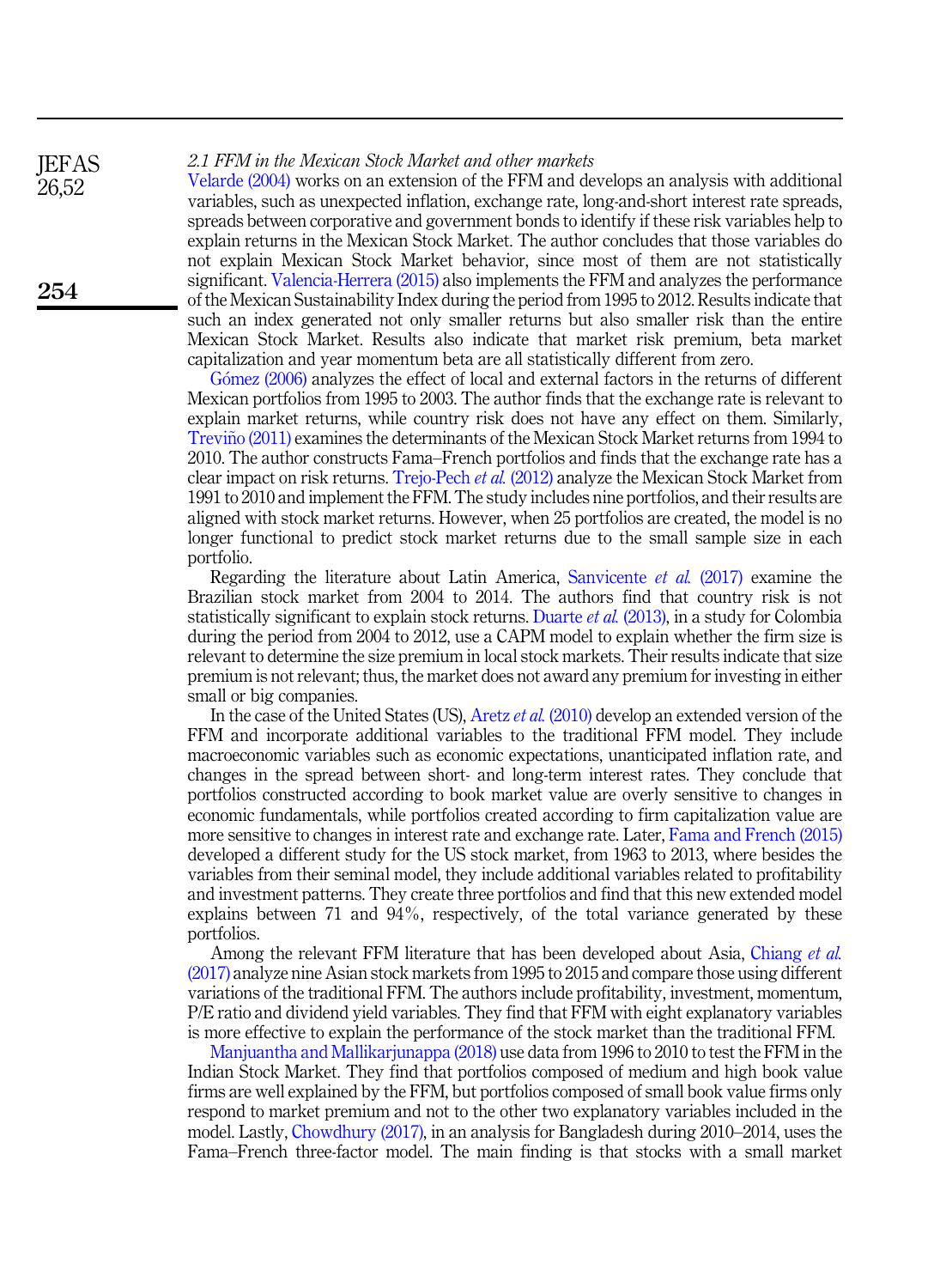### 2.1 FFM in the Mexican Stock Market and other markets

Velarde (2004) works on an extension of the FFM and develops an analysis with additional variables, such as unexpected inflation, exchange rate, long-and-short interest rate spreads, spreads between corporative and government bonds to identify if these risk variables help to explain returns in the Mexican Stock Market. The author concludes that those variables do not explain Mexican Stock Market behavior, since most of them are not statistically significant. Valencia-Herrera (2015) also implements the FFM and analyzes the performance of the Mexican Sustainability Index during the period from 1995 to 2012. Results indicate that such an index generated not only smaller returns but also smaller risk than the entire Mexican Stock Market. Results also indicate that market risk premium, beta market capitalization and year momentum beta are all statistically different from zero.

Gómez (2006) analyzes the effect of local and external factors in the returns of different Mexican portfolios from 1995 to 2003. The author finds that the exchange rate is relevant to explain market returns, while country risk does not have any effect on them. Similarly, Treviño (2011) examines the determinants of the Mexican Stock Market returns from 1994 to 2010. The author constructs Fama–French portfolios and finds that the exchange rate has a clear impact on risk returns. Trejo-Pech *et al.* (2012) analyze the Mexican Stock Market from 1991 to 2010 and implement the FFM. The study includes nine portfolios, and their results are aligned with stock market returns. However, when 25 portfolios are created, the model is no longer functional to predict stock market returns due to the small sample size in each portfolio.

Regarding the literature about Latin America, Sanvicente *et al.* (2017) examine the Brazilian stock market from 2004 to 2014. The authors find that country risk is not statistically significant to explain stock returns. Duarte *et al.* (2013), in a study for Colombia during the period from 2004 to 2012, use a CAPM model to explain whether the firm size is relevant to determine the size premium in local stock markets. Their results indicate that size premium is not relevant; thus, the market does not award any premium for investing in either small or big companies.

In the case of the United States (US), Aretz *et al.* (2010) develop an extended version of the FFM and incorporate additional variables to the traditional FFM model. They include macroeconomic variables such as economic expectations, unanticipated inflation rate, and changes in the spread between short- and long-term interest rates. They conclude that portfolios constructed according to book market value are overly sensitive to changes in economic fundamentals, while portfolios created according to firm capitalization value are more sensitive to changes in interest rate and exchange rate. Later, Fama and French (2015) developed a different study for the US stock market, from 1963 to 2013, where besides the variables from their seminal model, they include additional variables related to profitability and investment patterns. They create three portfolios and find that this new extended model explains between 71 and 94%, respectively, of the total variance generated by these portfolios.

Among the relevant FFM literature that has been developed about Asia, Chiang *et al.* (2017) analyze nine Asian stock markets from 1995 to 2015 and compare those using different variations of the traditional FFM. The authors include profitability, investment, momentum, P/E ratio and dividend yield variables. They find that FFM with eight explanatory variables is more effective to explain the performance of the stock market than the traditional FFM.

Manjuantha and Mallikarjunappa (2018) use data from 1996 to 2010 to test the FFM in the Indian Stock Market. They find that portfolios composed of medium and high book value firms are well explained by the FFM, but portfolios composed of small book value firms only respond to market premium and not to the other two explanatory variables included in the model. Lastly, Chowdhury (2017), in an analysis for Bangladesh during 2010–2014, uses the Fama–French three-factor model. The main finding is that stocks with a small market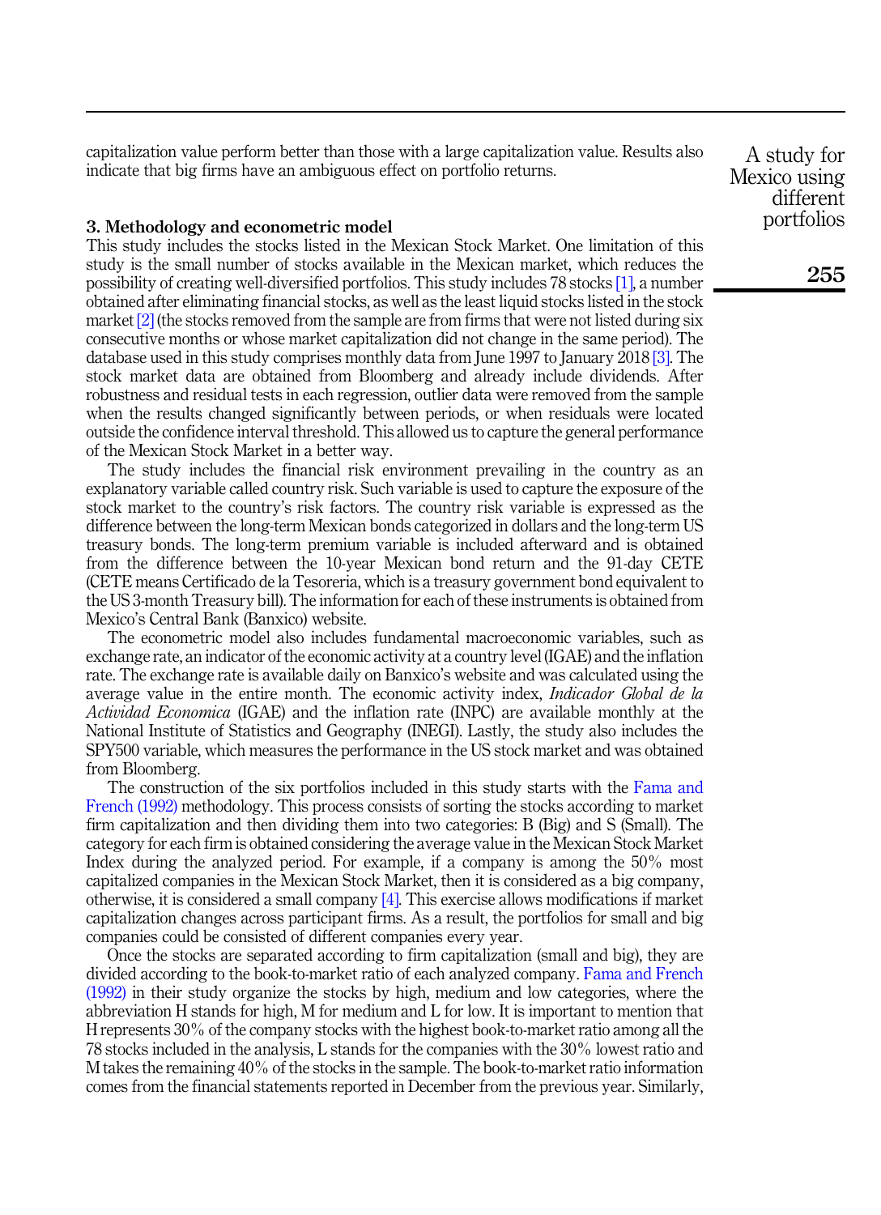capitalization value perform better than those with a large capitalization value. Results also indicate that big firms have an ambiguous effect on portfolio returns.

## 3. Methodology and econometric model

This study includes the stocks listed in the Mexican Stock Market. One limitation of this study is the small number of stocks available in the Mexican market, which reduces the possibility of creating well-diversified portfolios. This study includes 78 stocks [1], a number obtained after eliminating financial stocks, as well as the least liquid stocks listed in the stock market [2] (the stocks removed from the sample are from firms that were not listed during six consecutive months or whose market capitalization did not change in the same period). The database used in this study comprises monthly data from June 1997 to January 2018 [3]. The stock market data are obtained from Bloomberg and already include dividends. After robustness and residual tests in each regression, outlier data were removed from the sample when the results changed significantly between periods, or when residuals were located outside the confidence interval threshold. This allowed us to capture the general performance of the Mexican Stock Market in a better way.

The study includes the financial risk environment prevailing in the country as an explanatory variable called country risk. Such variable is used to capture the exposure of the stock market to the country's risk factors. The country risk variable is expressed as the difference between the long-term Mexican bonds categorized in dollars and the long-term US treasury bonds. The long-term premium variable is included afterward and is obtained from the difference between the 10-year Mexican bond return and the 91-day CETE (CETE means Certificado de la Tesoreria, which is a treasury government bond equivalent to the US 3-month Treasury bill). The information for each of these instruments is obtained from Mexico's Central Bank (Banxico) website.

The econometric model also includes fundamental macroeconomic variables, such as exchange rate, an indicator of the economic activity at a country level (IGAE) and the inflation rate. The exchange rate is available daily on Banxico's website and was calculated using the average value in the entire month. The economic activity index, *Indicador Global de la Actividad Economica* (IGAE) and the inflation rate (INPC) are available monthly at the National Institute of Statistics and Geography (INEGI). Lastly, the study also includes the SPY500 variable, which measures the performance in the US stock market and was obtained from Bloomberg.

The construction of the six portfolios included in this study starts with the Fama and French (1992) methodology. This process consists of sorting the stocks according to market firm capitalization and then dividing them into two categories: B (Big) and S (Small). The category for each firm is obtained considering the average value in the Mexican Stock Market Index during the analyzed period. For example, if a company is among the 50% most capitalized companies in the Mexican Stock Market, then it is considered as a big company, otherwise, it is considered a small company [4]. This exercise allows modifications if market capitalization changes across participant firms. As a result, the portfolios for small and big companies could be consisted of different companies every year.

Once the stocks are separated according to firm capitalization (small and big), they are divided according to the book-to-market ratio of each analyzed company. Fama and French (1992) in their study organize the stocks by high, medium and low categories, where the abbreviation H stands for high, M for medium and L for low. It is important to mention that H represents 30% of the company stocks with the highest book-to-market ratio among all the 78 stocks included in the analysis, L stands for the companies with the 30% lowest ratio and M takes the remaining 40% of the stocks in the sample. The book-to-market ratio information comes from the financial statements reported in December from the previous year. Similarly,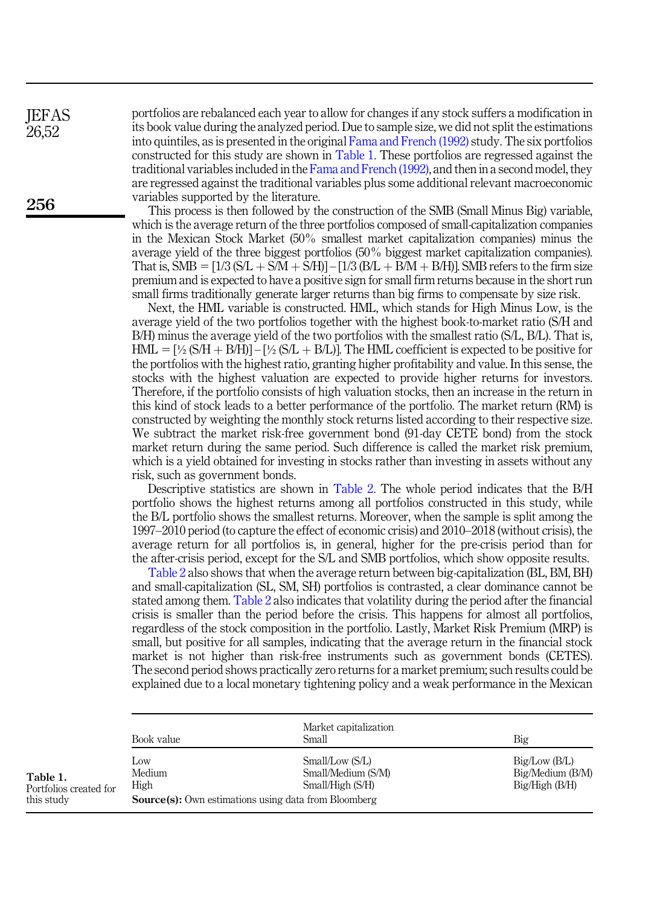portfolios are rebalanced each year to allow for changes if any stock suffers a modification in its book value during the analyzed period. Due to sample size, we did not split the estimations into quintiles, as is presented in the original Fama and French (1992) study. The six portfolios constructed for this study are shown in Table 1. These portfolios are regressed against the traditional variables included in the Fama and French (1992), and then in a second model, they are regressed against the traditional variables plus some additional relevant macroeconomic variables supported by the literature.

This process is then followed by the construction of the SMB (Small Minus Big) variable, which is the average return of the three portfolios composed of small-capitalization companies in the Mexican Stock Market (50% smallest market capitalization companies) minus the average yield of the three biggest portfolios (50% biggest market capitalization companies). That is, SMB = [1/3 (S/L + S/M + S/H)] − [1/3 (B/L + B/M + B/H)]. SMB refers to the firm size premium and is expected to have a positive sign for small firm returns because in the short run small firms traditionally generate larger returns than big firms to compensate by size risk.

Next, the HML variable is constructed. HML, which stands for High Minus Low, is the average yield of the two portfolios together with the highest book-to-market ratio (S/H and B/H) minus the average yield of the two portfolios with the smallest ratio (S/L, B/L). That is, HML = [½ (S/H + B/H)] − [½ (S/L + B/L)]. The HML coefficient is expected to be positive for the portfolios with the highest ratio, granting higher profitability and value. In this sense, the stocks with the highest valuation are expected to provide higher returns for investors. Therefore, if the portfolio consists of high valuation stocks, then an increase in the return in this kind of stock leads to a better performance of the portfolio. The market return (RM) is constructed by weighting the monthly stock returns listed according to their respective size. We subtract the market risk-free government bond (91-day CETE bond) from the stock market return during the same period. Such difference is called the market risk premium, which is a yield obtained for investing in stocks rather than investing in assets without any risk, such as government bonds.

Descriptive statistics are shown in Table 2. The whole period indicates that the B/H portfolio shows the highest returns among all portfolios constructed in this study, while the B/L portfolio shows the smallest returns. Moreover, when the sample is split among the 1997–2010 period (to capture the effect of economic crisis) and 2010–2018 (without crisis), the average return for all portfolios is, in general, higher for the pre-crisis period than for the after-crisis period, except for the S/L and SMB portfolios, which show opposite results.

Table 2 also shows that when the average return between big-capitalization (BL, BM, BH) and small-capitalization (SL, SM, SH) portfolios is contrasted, a clear dominance cannot be stated among them. Table 2 also indicates that volatility during the period after the financial crisis is smaller than the period before the crisis. This happens for almost all portfolios, regardless of the stock composition in the portfolio. Lastly, Market Risk Premium (MRP) is small, but positive for all samples, indicating that the average return in the financial stock market is not higher than risk-free instruments such as government bonds (CETES). The second period shows practically zero returns for a market premium; such results could be explained due to a local monetary tightening policy and a weak performance in the Mexican

| Book value | Market capitalization Small | Big |
|---|---|---|
| Low | Small/Low (S/L) | Big/Low (B/L) |
| Medium | Small/Medium (S/M) | Big/Medium (B/M) |
| High | Small/High (S/H) | Big/High (B/H) |

**Source(s):** Own estimations using data from Bloomberg

**Table 1.** Portfolios created for this study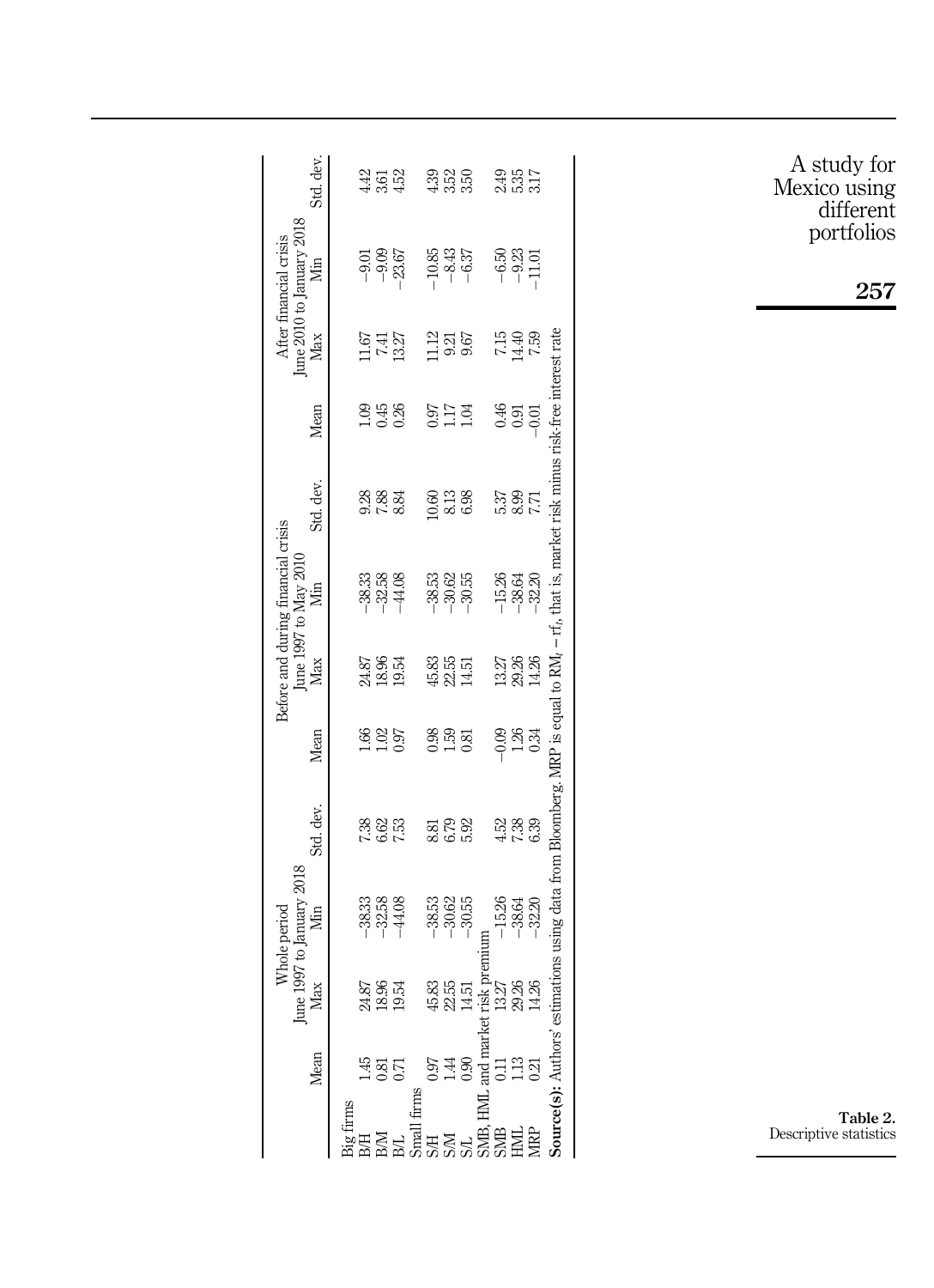**Table 2.** Descriptive statistics

| | Whole period June 1997 to January 2018 | | | | Before and during financial crisis June 1997 to May 2010 | | | | After financial crisis June 2010 to January 2018 | | | |
|---|---|---|---|---|---|---|---|---|---|---|---|---|
| | Mean | Max | Min | Std. dev. | Mean | Max | Min | Std. dev. | Mean | Max | Min | Std. dev. |
| Big firms | | | | | | | | | | | | |
| B/H | 1.45 | 24.87 | −38.33 | 7.38 | 1.66 | 24.87 | −38.33 | 9.28 | 1.09 | 11.67 | −9.01 | 4.42 |
| B/M | 0.81 | 18.96 | −32.58 | 6.62 | 1.02 | 18.96 | −32.58 | 7.88 | 0.45 | 7.41 | −9.09 | 3.61 |
| B/L | 0.71 | 19.54 | −44.08 | 7.53 | 0.97 | 19.54 | −44.08 | 8.84 | 0.26 | 13.27 | −23.67 | 4.52 |
| Small firms | | | | | | | | | | | | |
| S/H | 0.97 | 45.83 | −38.53 | 8.81 | 0.98 | 45.83 | −38.53 | 10.60 | 0.97 | 11.12 | −10.85 | 4.39 |
| S/M | 1.44 | 22.55 | −30.62 | 6.79 | 1.59 | 22.55 | −30.62 | 8.13 | 1.17 | 9.21 | −8.43 | 3.52 |
| S/L | 0.90 | 14.51 | −30.55 | 5.92 | 0.81 | 14.51 | −30.55 | 6.98 | 1.04 | 9.67 | −6.37 | 3.50 |
| SMB, HML and market risk premium | | | | | | | | | | | | |
| SMB | 0.11 | 13.27 | −15.26 | 4.52 | −0.09 | 13.27 | −15.26 | 5.37 | 0.46 | 7.15 | −6.50 | 2.49 |
| HML | 1.13 | 29.26 | −38.64 | 7.38 | 1.26 | 29.26 | −38.64 | 8.99 | 0.91 | 14.40 | −9.23 | 5.35 |
| MRP | 0.21 | 14.26 | −32.20 | 6.39 | 0.34 | 14.26 | −32.20 | 7.71 | −0.01 | 7.59 | −11.01 | 3.17 |

**Source(s):** Authors' estimations using data from Bloomberg. MRP is equal to $RM_t - rf_t$, that is, market risk minus risk-free interest rate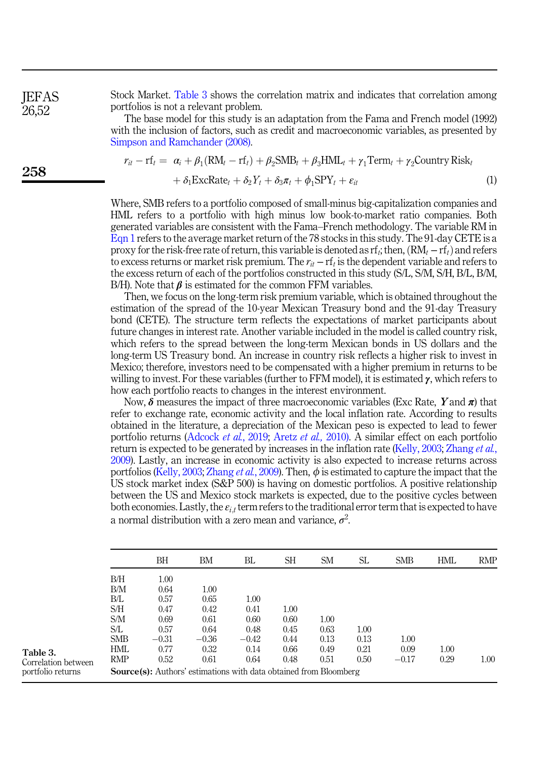Stock Market. Table 3 shows the correlation matrix and indicates that correlation among portfolios is not a relevant problem.

The base model for this study is an adaptation from the Fama and French model (1992) with the inclusion of factors, such as credit and macroeconomic variables, as presented by Simpson and Ramchander (2008).

$$r_{it} - \mathrm{rf}_t = \alpha_i + \beta_1(\mathrm{RM}_t - \mathrm{rf}_t) + \beta_2\mathrm{SMB}_t + \beta_3\mathrm{HML}_t + \gamma_1\mathrm{Term}_t + \gamma_2\mathrm{Country\ Risk}_t + \delta_1\mathrm{ExcRate}_t + \delta_2 Y_t + \delta_3\pi_t + \phi_1\mathrm{SPY}_t + \varepsilon_{it} \quad (1)$$

Where, SMB refers to a portfolio composed of small-minus big-capitalization companies and HML refers to a portfolio with high minus low book-to-market ratio companies. Both generated variables are consistent with the Fama–French methodology. The variable RM in Eqn 1 refers to the average market return of the 78 stocks in this study. The 91-day CETE is a proxy for the risk-free rate of return, this variable is denoted as $\mathrm{rf}_t$; then, $(\mathrm{RM}_t - \mathrm{rf}_t)$ and refers to excess returns or market risk premium. The $r_{it} - \mathrm{rf}_t$ is the dependent variable and refers to the excess return of each of the portfolios constructed in this study (S/L, S/M, S/H, B/L, B/M, B/H). Note that $\boldsymbol{\beta}$ is estimated for the common FFM variables.

Then, we focus on the long-term risk premium variable, which is obtained throughout the estimation of the spread of the 10-year Mexican Treasury bond and the 91-day Treasury bond (CETE). The structure term reflects the expectations of market participants about future changes in interest rate. Another variable included in the model is called country risk, which refers to the spread between the long-term Mexican bonds in US dollars and the long-term US Treasury bond. An increase in country risk reflects a higher risk to invest in Mexico; therefore, investors need to be compensated with a higher premium in returns to be willing to invest. For these variables (further to FFM model), it is estimated $\boldsymbol{\gamma}$, which refers to how each portfolio reacts to changes in the interest environment.

Now, $\boldsymbol{\delta}$ measures the impact of three macroeconomic variables (Exc Rate, $\boldsymbol{Y}$ and $\boldsymbol{\pi}$) that refer to exchange rate, economic activity and the local inflation rate. According to results obtained in the literature, a depreciation of the Mexican peso is expected to lead to fewer portfolio returns (Adcock *et al.*, 2019; Aretz *et al.*, 2010). A similar effect on each portfolio return is expected to be generated by increases in the inflation rate (Kelly, 2003; Zhang *et al.*, 2009). Lastly, an increase in economic activity is also expected to increase returns across portfolios (Kelly, 2003; Zhang *et al.*, 2009). Then, $\phi$ is estimated to capture the impact that the US stock market index (S&P 500) is having on domestic portfolios. A positive relationship between the US and Mexico stock markets is expected, due to the positive cycles between both economies. Lastly, the $\varepsilon_{i,t}$ term refers to the traditional error term that is expected to have a normal distribution with a zero mean and variance, $\sigma^2$.

**Table 3.** Correlation between portfolio returns

| | BH | BM | BL | SH | SM | SL | SMB | HML | RMP |
|---|---|---|---|---|---|---|---|---|---|
| B/H | 1.00 | | | | | | | | |
| B/M | 0.64 | 1.00 | | | | | | | |
| B/L | 0.57 | 0.65 | 1.00 | | | | | | |
| S/H | 0.47 | 0.42 | 0.41 | 1.00 | | | | | |
| S/M | 0.69 | 0.61 | 0.60 | 0.60 | 1.00 | | | | |
| S/L | 0.57 | 0.64 | 0.48 | 0.45 | 0.63 | 1.00 | | | |
| SMB | −0.31 | −0.36 | −0.42 | 0.44 | 0.13 | 0.13 | 1.00 | | |
| HML | 0.77 | 0.32 | 0.14 | 0.66 | 0.49 | 0.21 | 0.09 | 1.00 | |
| RMP | 0.52 | 0.61 | 0.64 | 0.48 | 0.51 | 0.50 | −0.17 | 0.29 | 1.00 |

**Source(s):** Authors' estimations with data obtained from Bloomberg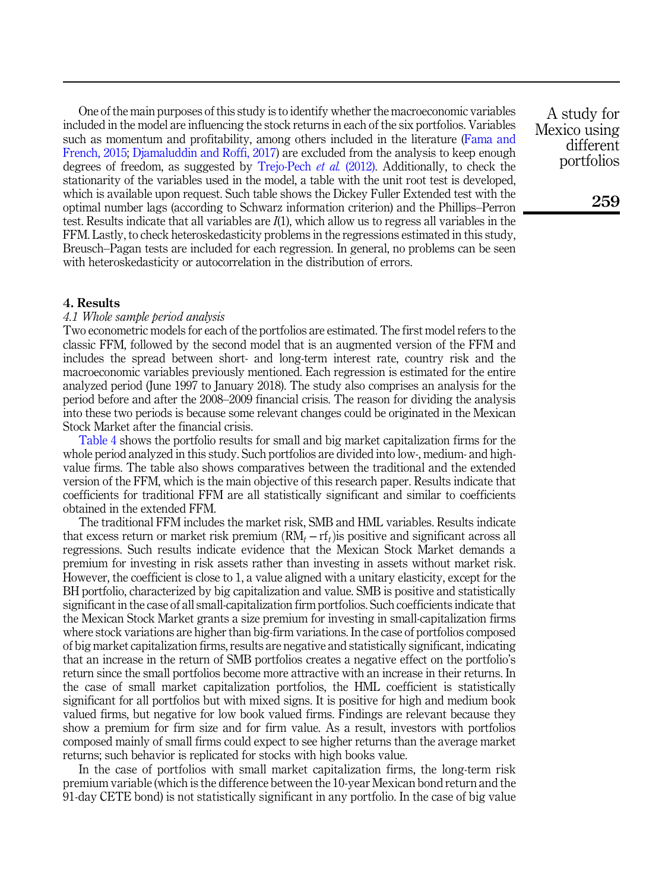One of the main purposes of this study is to identify whether the macroeconomic variables included in the model are influencing the stock returns in each of the six portfolios. Variables such as momentum and profitability, among others included in the literature (Fama and French, 2015; Djamaluddin and Roffi, 2017) are excluded from the analysis to keep enough degrees of freedom, as suggested by Trejo-Pech *et al.* (2012). Additionally, to check the stationarity of the variables used in the model, a table with the unit root test is developed, which is available upon request. Such table shows the Dickey Fuller Extended test with the optimal number lags (according to Schwarz information criterion) and the Phillips–Perron test. Results indicate that all variables are $I(1)$, which allow us to regress all variables in the FFM. Lastly, to check heteroskedasticity problems in the regressions estimated in this study, Breusch–Pagan tests are included for each regression. In general, no problems can be seen with heteroskedasticity or autocorrelation in the distribution of errors.

## 4. Results

### *4.1 Whole sample period analysis*

Two econometric models for each of the portfolios are estimated. The first model refers to the classic FFM, followed by the second model that is an augmented version of the FFM and includes the spread between short- and long-term interest rate, country risk and the macroeconomic variables previously mentioned. Each regression is estimated for the entire analyzed period (June 1997 to January 2018). The study also comprises an analysis for the period before and after the 2008–2009 financial crisis. The reason for dividing the analysis into these two periods is because some relevant changes could be originated in the Mexican Stock Market after the financial crisis.

Table 4 shows the portfolio results for small and big market capitalization firms for the whole period analyzed in this study. Such portfolios are divided into low-, medium- and high-value firms. The table also shows comparatives between the traditional and the extended version of the FFM, which is the main objective of this research paper. Results indicate that coefficients for traditional FFM are all statistically significant and similar to coefficients obtained in the extended FFM.

The traditional FFM includes the market risk, SMB and HML variables. Results indicate that excess return or market risk premium ($\mathrm{RM}_t - \mathrm{rf}_t$)is positive and significant across all regressions. Such results indicate evidence that the Mexican Stock Market demands a premium for investing in risk assets rather than investing in assets without market risk. However, the coefficient is close to 1, a value aligned with a unitary elasticity, except for the BH portfolio, characterized by big capitalization and value. SMB is positive and statistically significant in the case of all small-capitalization firm portfolios. Such coefficients indicate that the Mexican Stock Market grants a size premium for investing in small-capitalization firms where stock variations are higher than big-firm variations. In the case of portfolios composed of big market capitalization firms, results are negative and statistically significant, indicating that an increase in the return of SMB portfolios creates a negative effect on the portfolio's return since the small portfolios become more attractive with an increase in their returns. In the case of small market capitalization portfolios, the HML coefficient is statistically significant for all portfolios but with mixed signs. It is positive for high and medium book valued firms, but negative for low book valued firms. Findings are relevant because they show a premium for firm size and for firm value. As a result, investors with portfolios composed mainly of small firms could expect to see higher returns than the average market returns; such behavior is replicated for stocks with high books value.

In the case of portfolios with small market capitalization firms, the long-term risk premium variable (which is the difference between the 10-year Mexican bond return and the 91-day CETE bond) is not statistically significant in any portfolio. In the case of big value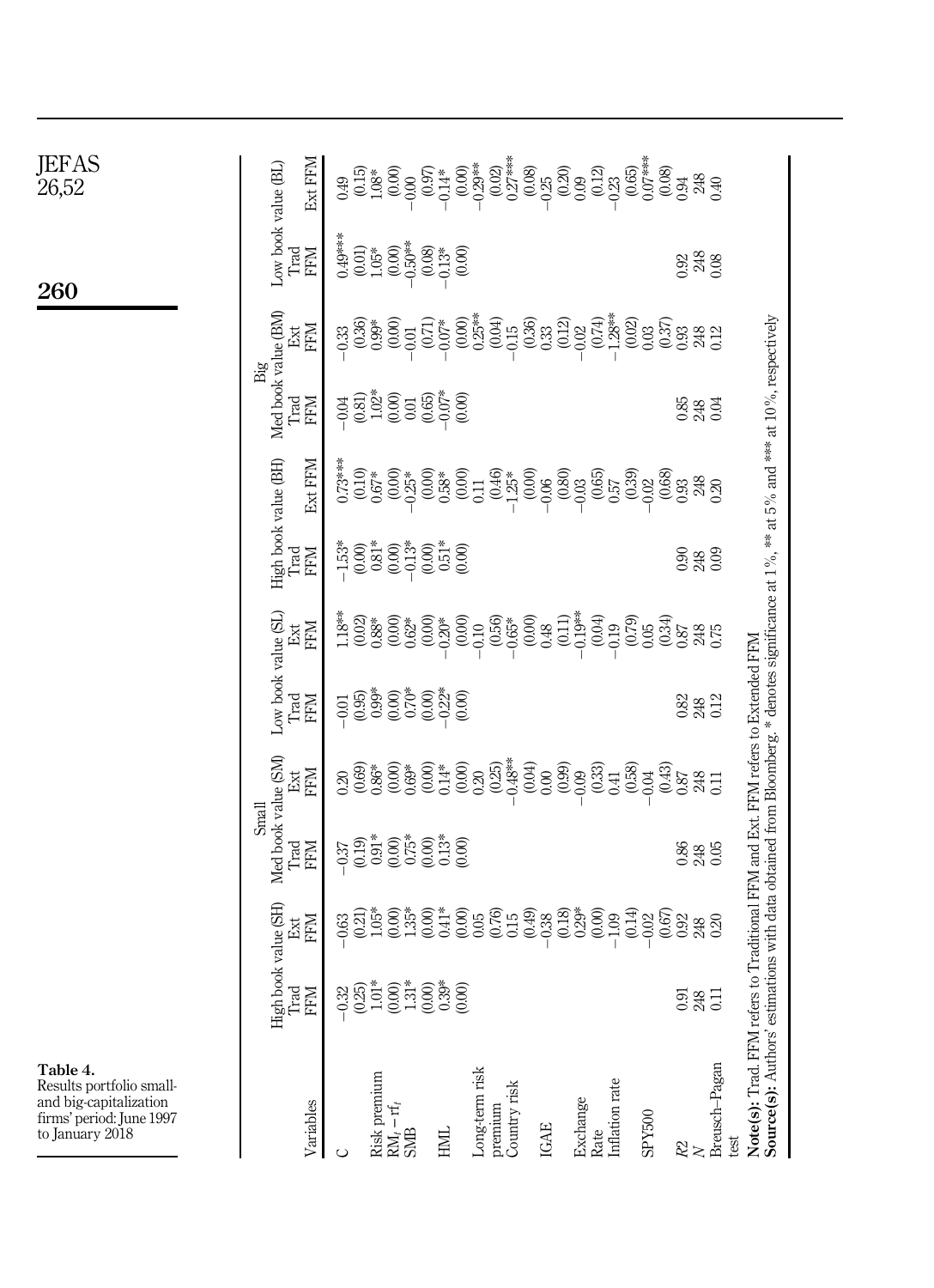**Table 4.** Results portfolio small- and big-capitalization firms' period: June 1997 to January 2018

| | Small | | | | | | Big | | | | | |
|---|---|---|---|---|---|---|---|---|---|---|---|---|
| | High book value (SH) | | Med book value (SM) | | Low book value (SL) | | High book value (BH) | | Med book value (BM) | | Low book value (BL) | |
| Variables | Trad FFM | Ext FFM | Trad FFM | Ext FFM | Trad FFM | Ext FFM | Trad FFM | Ext FFM | Trad FFM | Ext FFM | Trad FFM | Ext FFM |
| C | −0.32 | −0.63 | −0.37 | 0.20 | −0.01 | 1.18** | −1.53* | 0.73*** | −0.04 | −0.33 | 0.49*** | 0.49 |
| | (0.25) | (0.21) | (0.19) | (0.69) | (0.95) | (0.02) | (0.00) | (0.10) | (0.81) | (0.36) | (0.01) | (0.15) |
| Risk premium $RM_t - rf_t$ | 1.01* | 1.05* | 0.91* | 0.86* | 0.99* | 0.88* | 0.81* | 0.67* | 1.02* | 0.99* | 1.05* | 1.08* |
| | (0.00) | (0.00) | (0.00) | (0.00) | (0.00) | (0.00) | (0.00) | (0.00) | (0.00) | (0.00) | (0.00) | (0.00) |
| SMB | 1.31* | 1.35* | 0.75* | 0.69* | 0.70* | 0.62* | −0.13* | −0.25* | 0.01 | −0.01 | −0.50** | −0.00 |
| | (0.00) | (0.00) | (0.00) | (0.00) | (0.00) | (0.00) | (0.00) | (0.00) | (0.65) | (0.71) | (0.08) | (0.97) |
| HML | 0.39* | 0.41* | 0.13* | 0.14* | −0.22* | −0.20* | 0.51* | 0.58* | −0.07* | −0.07* | −0.13* | −0.14* |
| | (0.00) | (0.00) | (0.00) | (0.00) | (0.00) | (0.00) | (0.00) | (0.00) | (0.00) | (0.00) | (0.00) | (0.00) |
| Long-term risk premium | | 0.05 | | 0.20 | | −0.10 | | 0.11 | | 0.25** | | −0.29** |
| | | (0.76) | | (0.25) | | (0.56) | | (0.46) | | (0.04) | | (0.02) |
| Country risk | | 0.15 | | −0.48** | | −0.65* | | −1.25* | | −0.15 | | 0.27*** |
| | | (0.49) | | (0.04) | | (0.00) | | (0.00) | | (0.36) | | (0.08) |
| IGAE | | −0.38 | | 0.00 | | 0.48 | | −0.06 | | 0.33 | | −0.25 |
| | | (0.18) | | (0.99) | | (0.11) | | (0.80) | | (0.12) | | (0.20) |
| Exchange Rate | | 0.29* | | −0.09 | | −0.19** | | −0.03 | | −0.02 | | 0.09 |
| | | (0.00) | | (0.33) | | (0.04) | | (0.65) | | (0.74) | | (0.12) |
| Inflation rate | | −1.09 | | 0.41 | | −0.19 | | 0.57 | | −1.28** | | −0.23 |
| | | (0.14) | | (0.58) | | (0.79) | | (0.39) | | (0.02) | | (0.65) |
| SPY500 | | −0.02 | | −0.04 | | 0.05 | | −0.02 | | 0.03 | | 0.07*** |
| | | (0.67) | | (0.43) | | (0.34) | | (0.68) | | (0.37) | | (0.08) |
| $R2$ | 0.91 | 0.92 | 0.86 | 0.87 | 0.82 | 0.87 | 0.90 | 0.93 | 0.85 | 0.93 | 0.92 | 0.94 |
| $N$ | 248 | 248 | 248 | 248 | 248 | 248 | 248 | 248 | 248 | 248 | 248 | 248 |
| Breusch–Pagan test | 0.11 | 0.20 | 0.05 | 0.11 | 0.12 | 0.75 | 0.09 | 0.20 | 0.04 | 0.12 | 0.08 | 0.40 |

**Note(s):** Trad. FFM refers to Traditional FFM and Ext. FFM refers to Extended FFM. * denotes significance at 1%, ** at 5% and *** at 10%, respectively

**Source(s):** Authors' estimations with data obtained from Bloomberg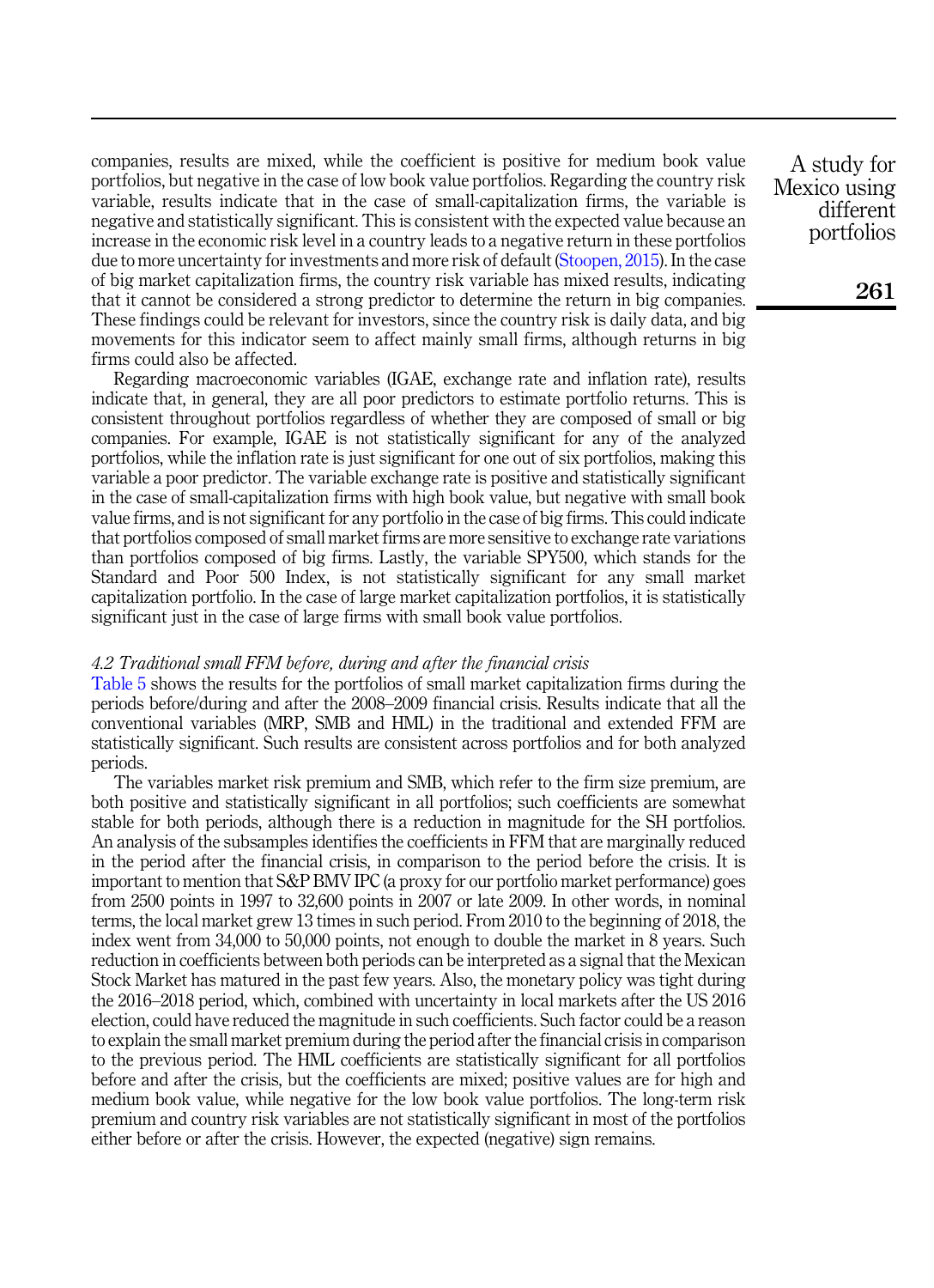companies, results are mixed, while the coefficient is positive for medium book value portfolios, but negative in the case of low book value portfolios. Regarding the country risk variable, results indicate that in the case of small-capitalization firms, the variable is negative and statistically significant. This is consistent with the expected value because an increase in the economic risk level in a country leads to a negative return in these portfolios due to more uncertainty for investments and more risk of default (Stoopen, 2015). In the case of big market capitalization firms, the country risk variable has mixed results, indicating that it cannot be considered a strong predictor to determine the return in big companies. These findings could be relevant for investors, since the country risk is daily data, and big movements for this indicator seem to affect mainly small firms, although returns in big firms could also be affected.

Regarding macroeconomic variables (IGAE, exchange rate and inflation rate), results indicate that, in general, they are all poor predictors to estimate portfolio returns. This is consistent throughout portfolios regardless of whether they are composed of small or big companies. For example, IGAE is not statistically significant for any of the analyzed portfolios, while the inflation rate is just significant for one out of six portfolios, making this variable a poor predictor. The variable exchange rate is positive and statistically significant in the case of small-capitalization firms with high book value, but negative with small book value firms, and is not significant for any portfolio in the case of big firms. This could indicate that portfolios composed of small market firms are more sensitive to exchange rate variations than portfolios composed of big firms. Lastly, the variable SPY500, which stands for the Standard and Poor 500 Index, is not statistically significant for any small market capitalization portfolio. In the case of large market capitalization portfolios, it is statistically significant just in the case of large firms with small book value portfolios.

### *4.2 Traditional small FFM before, during and after the financial crisis*

Table 5 shows the results for the portfolios of small market capitalization firms during the periods before/during and after the 2008–2009 financial crisis. Results indicate that all the conventional variables (MRP, SMB and HML) in the traditional and extended FFM are statistically significant. Such results are consistent across portfolios and for both analyzed periods.

The variables market risk premium and SMB, which refer to the firm size premium, are both positive and statistically significant in all portfolios; such coefficients are somewhat stable for both periods, although there is a reduction in magnitude for the SH portfolios. An analysis of the subsamples identifies the coefficients in FFM that are marginally reduced in the period after the financial crisis, in comparison to the period before the crisis. It is important to mention that S&P BMV IPC (a proxy for our portfolio market performance) goes from 2500 points in 1997 to 32,600 points in 2007 or late 2009. In other words, in nominal terms, the local market grew 13 times in such period. From 2010 to the beginning of 2018, the index went from 34,000 to 50,000 points, not enough to double the market in 8 years. Such reduction in coefficients between both periods can be interpreted as a signal that the Mexican Stock Market has matured in the past few years. Also, the monetary policy was tight during the 2016–2018 period, which, combined with uncertainty in local markets after the US 2016 election, could have reduced the magnitude in such coefficients. Such factor could be a reason to explain the small market premium during the period after the financial crisis in comparison to the previous period. The HML coefficients are statistically significant for all portfolios before and after the crisis, but the coefficients are mixed; positive values are for high and medium book value, while negative for the low book value portfolios. The long-term risk premium and country risk variables are not statistically significant in most of the portfolios either before or after the crisis. However, the expected (negative) sign remains.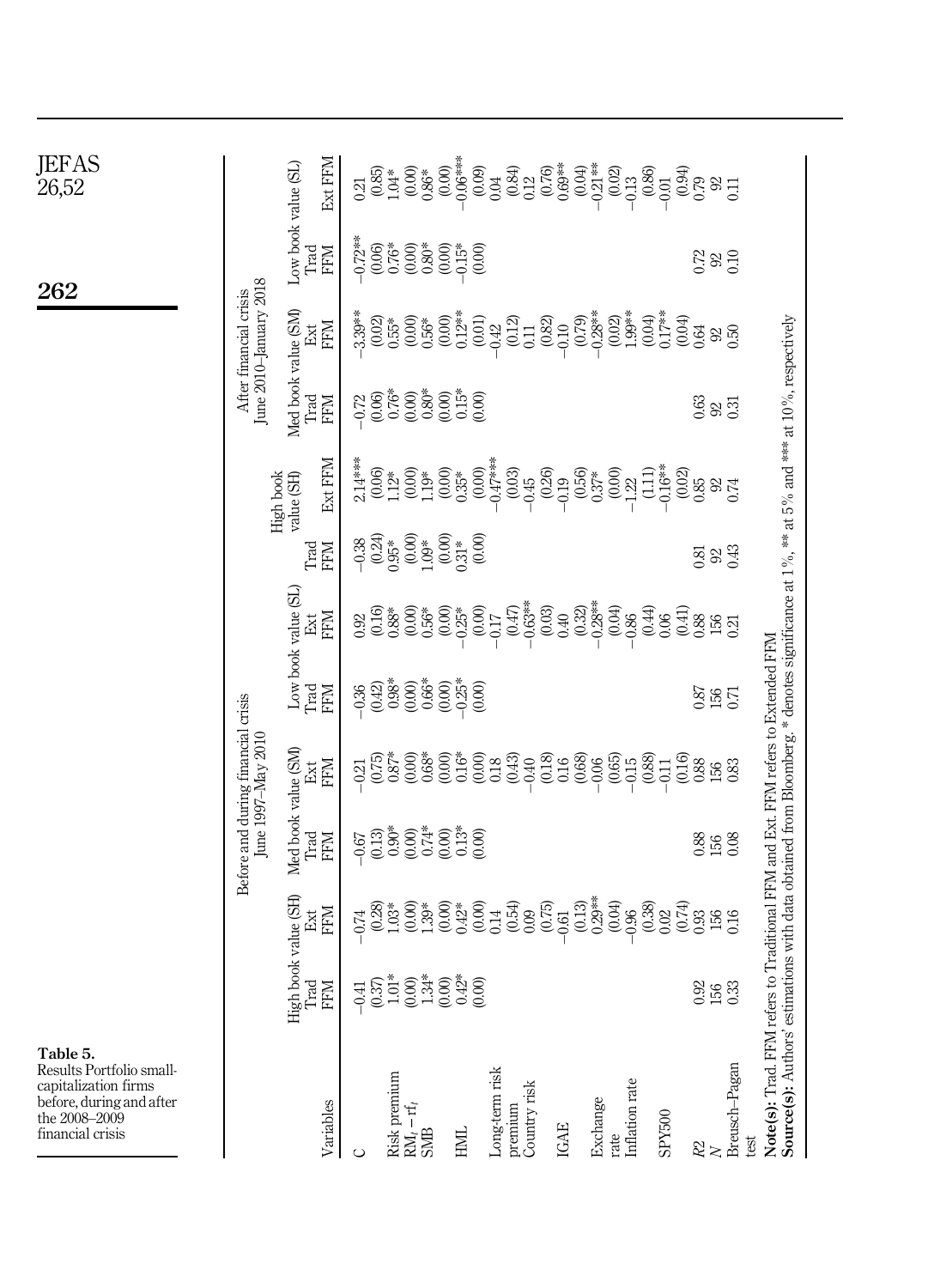**Table 5.** Results Portfolio small-capitalization firms before, during and after the 2008–2009 financial crisis

| Variables | Before and during financial crisis June 1997–May 2010 | | | | | | After financial crisis June 2010–January 2018 | | | | | |
|---|---|---|---|---|---|---|---|---|---|---|---|---|
| | High book value (SH) | | Med book value (SM) | | Low book value (SL) | | High book value (SH) | | Med book value (SM) | | Low book value (SL) | |
| | Trad FFM | Ext FFM | Trad FFM | Ext FFM | Trad FFM | Ext FFM | Trad FFM | Ext FFM | Trad FFM | Ext FFM | Trad FFM | Ext FFM |
| C | −0.41 | −0.74 | −0.67 | −0.21 | −0.36 | 0.92 | −0.38 | 2.14*** | −0.72 | −3.39** | −0.72** | 0.21 |
| | (0.37) | (0.28) | (0.13) | (0.75) | (0.42) | (0.16) | (0.24) | (0.06) | (0.06) | (0.02) | (0.06) | (0.85) |
| Risk premium $RM_t - rf_t$ | 1.01* | 1.03* | 0.90* | 0.87* | 0.98* | 0.88* | 0.95* | 1.12* | 0.76* | 0.55* | 0.76* | 1.04* |
| | (0.00) | (0.00) | (0.00) | (0.00) | (0.00) | (0.00) | (0.00) | (0.00) | (0.00) | (0.00) | (0.00) | (0.00) |
| SMB | 1.34* | 1.39* | 0.74* | 0.68* | 0.66* | 0.56* | 1.09* | 1.19* | 0.80* | 0.56* | 0.80* | 0.86* |
| | (0.00) | (0.00) | (0.00) | (0.00) | (0.00) | (0.00) | (0.00) | (0.00) | (0.00) | (0.00) | (0.00) | (0.00) |
| HML | 0.42* | 0.42* | 0.13* | 0.16* | −0.25* | −0.25* | 0.31* | 0.35* | 0.15* | 0.12** | −0.15* | −0.06*** |
| | (0.00) | (0.00) | (0.00) | (0.00) | (0.00) | (0.00) | (0.00) | (0.00) | (0.00) | (0.01) | (0.00) | (0.09) |
| Long-term risk premium | | 0.14 | | 0.18 | | −0.17 | | −0.47*** | | −0.42 | | 0.04 |
| | | (0.54) | | (0.43) | | (0.47) | | (0.03) | | (0.12) | | (0.84) |
| Country risk | | 0.09 | | −0.40 | | −0.63** | | −0.45 | | 0.11 | | 0.12 |
| | | (0.75) | | (0.18) | | (0.03) | | (0.26) | | (0.82) | | (0.76) |
| IGAE | | −0.61 | | 0.16 | | 0.40 | | −0.19 | | −0.10 | | 0.69** |
| | | (0.13) | | (0.68) | | (0.32) | | (0.56) | | (0.79) | | (0.04) |
| Exchange rate | | 0.29** | | −0.06 | | −0.28** | | 0.37* | | −0.28** | | −0.21** |
| | | (0.04) | | (0.65) | | (0.04) | | (0.00) | | (0.02) | | (0.02) |
| Inflation rate | | −0.96 | | −0.15 | | −0.86 | | −1.22 | | 1.99** | | −0.13 |
| | | (0.38) | | (0.88) | | (0.44) | | (1.11) | | (0.04) | | (0.86) |
| SPY500 | | 0.02 | | −0.11 | | 0.06 | | −0.16** | | 0.17** | | −0.01 |
| | | (0.74) | | (0.16) | | (0.41) | | (0.02) | | (0.04) | | (0.94) |
| $R2$ | 0.92 | 0.93 | 0.88 | 0.88 | 0.87 | 0.88 | 0.81 | 0.85 | 0.63 | 0.64 | 0.72 | 0.79 |
| $N$ | 156 | 156 | 156 | 156 | 156 | 156 | 92 | 92 | 92 | 92 | 92 | 92 |
| Breusch–Pagan test | 0.33 | 0.16 | 0.08 | 0.83 | 0.71 | 0.21 | 0.43 | 0.74 | 0.31 | 0.50 | 0.10 | 0.11 |

**Note(s):** Trad. FFM refers to Traditional FFM and Ext. FFM refers to Extended FFM

**Source(s):** Authors' estimations with data obtained from Bloomberg. * denotes significance at 1%, ** at 5% and *** at 10%, respectively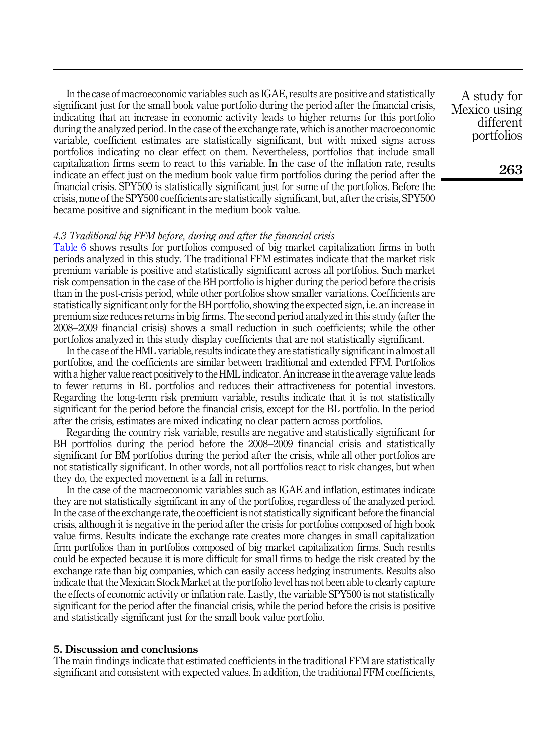In the case of macroeconomic variables such as IGAE, results are positive and statistically significant just for the small book value portfolio during the period after the financial crisis, indicating that an increase in economic activity leads to higher returns for this portfolio during the analyzed period. In the case of the exchange rate, which is another macroeconomic variable, coefficient estimates are statistically significant, but with mixed signs across portfolios indicating no clear effect on them. Nevertheless, portfolios that include small capitalization firms seem to react to this variable. In the case of the inflation rate, results indicate an effect just on the medium book value firm portfolios during the period after the financial crisis. SPY500 is statistically significant just for some of the portfolios. Before the crisis, none of the SPY500 coefficients are statistically significant, but, after the crisis, SPY500 became positive and significant in the medium book value.

### *4.3 Traditional big FFM before, during and after the financial crisis*

Table 6 shows results for portfolios composed of big market capitalization firms in both periods analyzed in this study. The traditional FFM estimates indicate that the market risk premium variable is positive and statistically significant across all portfolios. Such market risk compensation in the case of the BH portfolio is higher during the period before the crisis than in the post-crisis period, while other portfolios show smaller variations. Coefficients are statistically significant only for the BH portfolio, showing the expected sign, i.e. an increase in premium size reduces returns in big firms. The second period analyzed in this study (after the 2008–2009 financial crisis) shows a small reduction in such coefficients; while the other portfolios analyzed in this study display coefficients that are not statistically significant.

In the case of the HML variable, results indicate they are statistically significant in almost all portfolios, and the coefficients are similar between traditional and extended FFM. Portfolios with a higher value react positively to the HML indicator. An increase in the average value leads to fewer returns in BL portfolios and reduces their attractiveness for potential investors. Regarding the long-term risk premium variable, results indicate that it is not statistically significant for the period before the financial crisis, except for the BL portfolio. In the period after the crisis, estimates are mixed indicating no clear pattern across portfolios.

Regarding the country risk variable, results are negative and statistically significant for BH portfolios during the period before the 2008–2009 financial crisis and statistically significant for BM portfolios during the period after the crisis, while all other portfolios are not statistically significant. In other words, not all portfolios react to risk changes, but when they do, the expected movement is a fall in returns.

In the case of the macroeconomic variables such as IGAE and inflation, estimates indicate they are not statistically significant in any of the portfolios, regardless of the analyzed period. In the case of the exchange rate, the coefficient is not statistically significant before the financial crisis, although it is negative in the period after the crisis for portfolios composed of high book value firms. Results indicate the exchange rate creates more changes in small capitalization firm portfolios than in portfolios composed of big market capitalization firms. Such results could be expected because it is more difficult for small firms to hedge the risk created by the exchange rate than big companies, which can easily access hedging instruments. Results also indicate that the Mexican Stock Market at the portfolio level has not been able to clearly capture the effects of economic activity or inflation rate. Lastly, the variable SPY500 is not statistically significant for the period after the financial crisis, while the period before the crisis is positive and statistically significant just for the small book value portfolio.

## 5. Discussion and conclusions

The main findings indicate that estimated coefficients in the traditional FFM are statistically significant and consistent with expected values. In addition, the traditional FFM coefficients,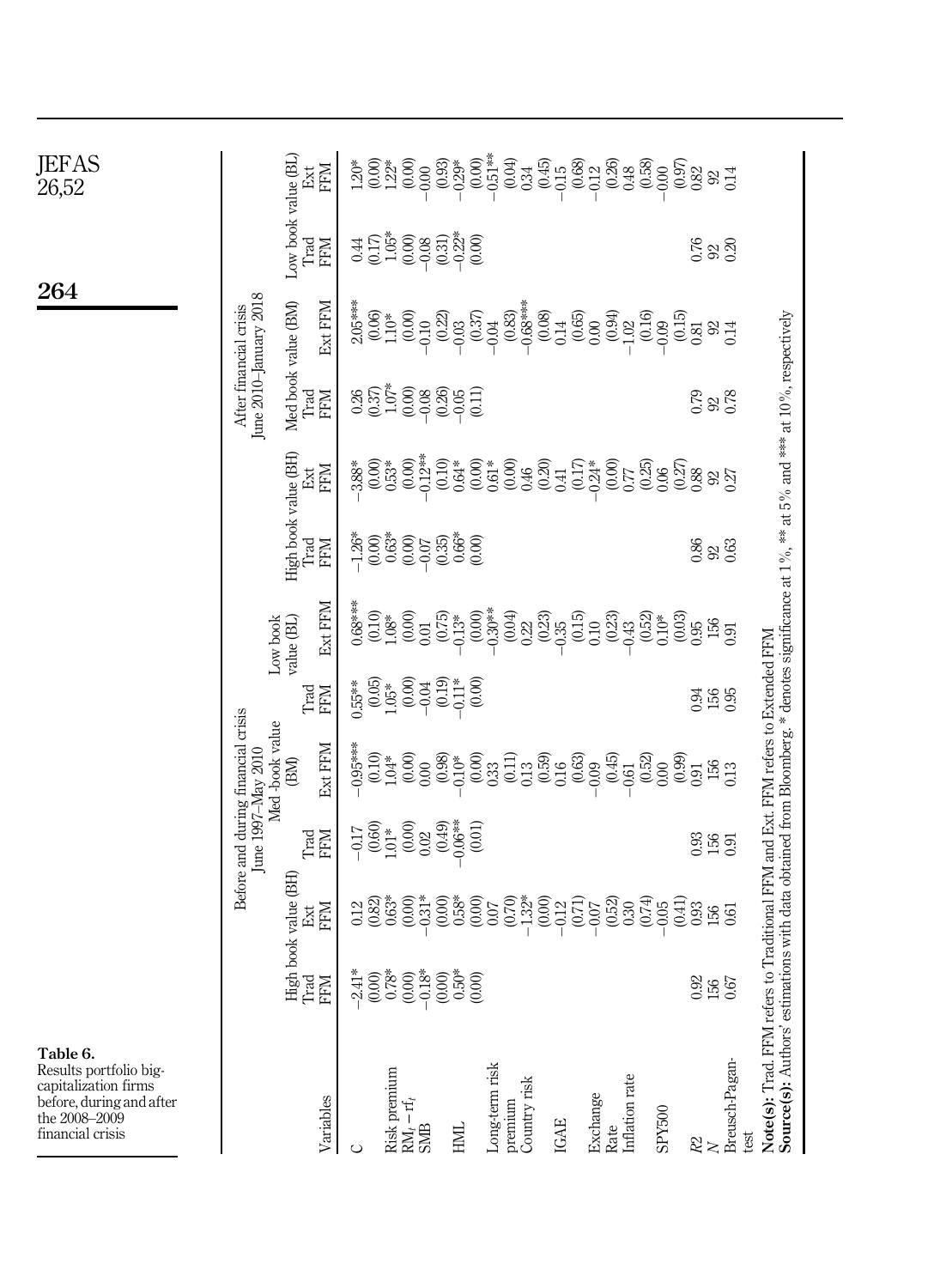**Table 6.** Results portfolio big-capitalization firms before, during and after the 2008–2009 financial crisis

| Variables | Before and during financial crisis June 1997–May 2010 | | | | | | After financial crisis June 2010–January 2018 | | | | | |
|---|---|---|---|---|---|---|---|---|---|---|---|---|
| | High book value (BH) | | Med -book value (BM) | | Low book value (BL) | | High book value (BH) | | Med book value (BM) | | Low book value (BL) | |
| | Trad FFM | Ext FFM | Trad FFM | Ext FFM | Trad FFM | Ext FFM | Trad FFM | Ext FFM | Trad FFM | Ext FFM | Trad FFM | Ext FFM |
| C | −2.41* | 0.12 | −0.17 | −0.95*** | 0.55** | 0.68*** | −1.26* | −3.88* | 0.26 | 2.05*** | 0.44 | 1.20* |
| | (0.00) | (0.82) | (0.60) | (0.10) | (0.05) | (0.10) | (0.00) | (0.00) | (0.37) | (0.06) | (0.17) | (0.00) |
| Risk premium $RM_t - rf_t$ | 0.78* | 0.63* | 1.01* | 1.04* | 1.05* | 1.08* | 0.63* | 0.53* | 1.07* | 1.10* | 1.05* | 1.22* |
| | (0.00) | (0.00) | (0.00) | (0.00) | (0.00) | (0.00) | (0.00) | (0.00) | (0.00) | (0.00) | (0.00) | (0.00) |
| SMB | −0.18* | −0.31* | 0.02 | 0.00 | −0.04 | 0.01 | −0.07 | −0.12** | −0.08 | −0.10 | −0.08 | −0.00 |
| | (0.00) | (0.00) | (0.49) | (0.98) | (0.19) | (0.75) | (0.35) | (0.10) | (0.26) | (0.22) | (0.31) | (0.93) |
| HML | 0.50* | 0.58* | −0.06** | −0.10* | −0.11* | −0.13* | 0.66* | 0.64* | −0.05 | −0.03 | −0.22* | −0.29* |
| | (0.00) | (0.00) | (0.01) | (0.00) | (0.00) | (0.00) | (0.00) | (0.00) | (0.11) | (0.37) | (0.00) | (0.00) |
| Long-term risk premium | | 0.07 | | 0.33 | | −0.30** | | 0.61* | | −0.04 | | −0.51** |
| | | (0.70) | | (0.11) | | (0.04) | | (0.00) | | (0.83) | | (0.04) |
| Country risk | | −1.32* | | 0.13 | | 0.22 | | 0.46 | | −0.68*** | | 0.34 |
| | | (0.00) | | (0.59) | | (0.23) | | (0.20) | | (0.08) | | (0.45) |
| IGAE | | −0.12 | | 0.16 | | −0.35 | | 0.41 | | 0.14 | | −0.15 |
| | | (0.71) | | (0.63) | | (0.15) | | (0.17) | | (0.65) | | (0.68) |
| Exchange Rate | | −0.07 | | −0.09 | | 0.10 | | −0.24* | | 0.00 | | −0.12 |
| | | (0.52) | | (0.45) | | (0.23) | | (0.00) | | (0.94) | | (0.26) |
| Inflation rate | | 0.30 | | −0.61 | | −0.43 | | 0.77 | | −1.02 | | 0.48 |
| | | (0.74) | | (0.52) | | (0.52) | | (0.25) | | (0.16) | | (0.58) |
| SPY500 | | −0.05 | | 0.00 | | 0.10* | | 0.06 | | −0.09 | | −0.00 |
| | | (0.41) | | (0.99) | | (0.03) | | (0.27) | | (0.15) | | (0.97) |
| $R2$ | 0.92 | 0.93 | 0.93 | 0.91 | 0.94 | 0.95 | 0.86 | 0.88 | 0.79 | 0.81 | 0.76 | 0.82 |
| $N$ | 156 | 156 | 156 | 156 | 156 | 156 | 92 | 92 | 92 | 92 | 92 | 92 |
| Breusch-Pagan-test | 0.67 | 0.61 | 0.91 | 0.13 | 0.95 | 0.91 | 0.63 | 0.27 | 0.78 | 0.14 | 0.20 | 0.14 |

**Note(s):** Trad. FFM refers to Traditional FFM and Ext. FFM refers to Extended FFM

**Source(s):** Authors' estimations with data obtained from Bloomberg. * denotes significance at 1%, ** at 5% and *** at 10%, respectively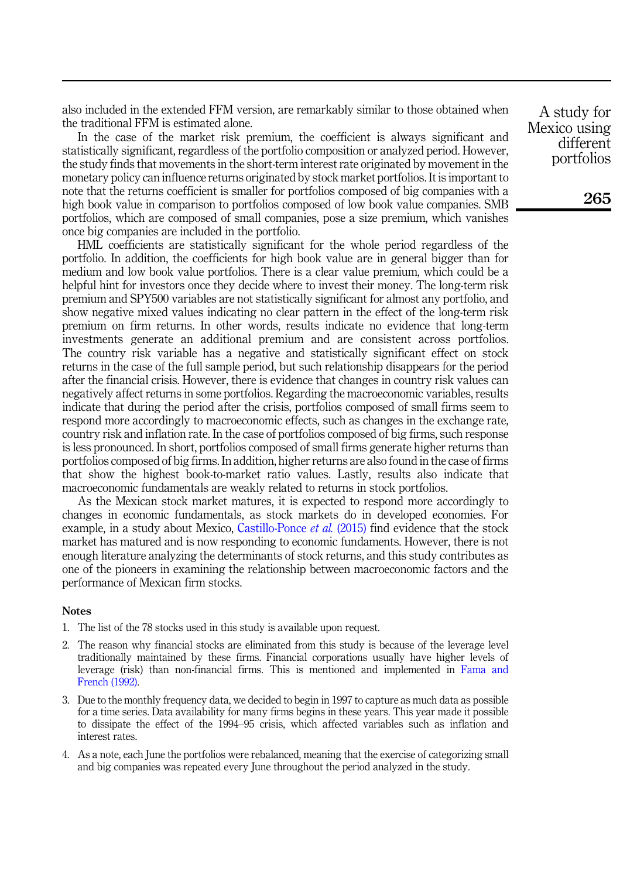also included in the extended FFM version, are remarkably similar to those obtained when the traditional FFM is estimated alone.

In the case of the market risk premium, the coefficient is always significant and statistically significant, regardless of the portfolio composition or analyzed period. However, the study finds that movements in the short-term interest rate originated by movement in the monetary policy can influence returns originated by stock market portfolios. It is important to note that the returns coefficient is smaller for portfolios composed of big companies with a high book value in comparison to portfolios composed of low book value companies. SMB portfolios, which are composed of small companies, pose a size premium, which vanishes once big companies are included in the portfolio.

HML coefficients are statistically significant for the whole period regardless of the portfolio. In addition, the coefficients for high book value are in general bigger than for medium and low book value portfolios. There is a clear value premium, which could be a helpful hint for investors once they decide where to invest their money. The long-term risk premium and SPY500 variables are not statistically significant for almost any portfolio, and show negative mixed values indicating no clear pattern in the effect of the long-term risk premium on firm returns. In other words, results indicate no evidence that long-term investments generate an additional premium and are consistent across portfolios. The country risk variable has a negative and statistically significant effect on stock returns in the case of the full sample period, but such relationship disappears for the period after the financial crisis. However, there is evidence that changes in country risk values can negatively affect returns in some portfolios. Regarding the macroeconomic variables, results indicate that during the period after the crisis, portfolios composed of small firms seem to respond more accordingly to macroeconomic effects, such as changes in the exchange rate, country risk and inflation rate. In the case of portfolios composed of big firms, such response is less pronounced. In short, portfolios composed of small firms generate higher returns than portfolios composed of big firms. In addition, higher returns are also found in the case of firms that show the highest book-to-market ratio values. Lastly, results also indicate that macroeconomic fundamentals are weakly related to returns in stock portfolios.

As the Mexican stock market matures, it is expected to respond more accordingly to changes in economic fundamentals, as stock markets do in developed economies. For example, in a study about Mexico, Castillo-Ponce *et al.* (2015) find evidence that the stock market has matured and is now responding to economic fundaments. However, there is not enough literature analyzing the determinants of stock returns, and this study contributes as one of the pioneers in examining the relationship between macroeconomic factors and the performance of Mexican firm stocks.

## Notes

1. The list of the 78 stocks used in this study is available upon request.
2. The reason why financial stocks are eliminated from this study is because of the leverage level traditionally maintained by these firms. Financial corporations usually have higher levels of leverage (risk) than non-financial firms. This is mentioned and implemented in Fama and French (1992).
3. Due to the monthly frequency data, we decided to begin in 1997 to capture as much data as possible for a time series. Data availability for many firms begins in these years. This year made it possible to dissipate the effect of the 1994–95 crisis, which affected variables such as inflation and interest rates.
4. As a note, each June the portfolios were rebalanced, meaning that the exercise of categorizing small and big companies was repeated every June throughout the period analyzed in the study.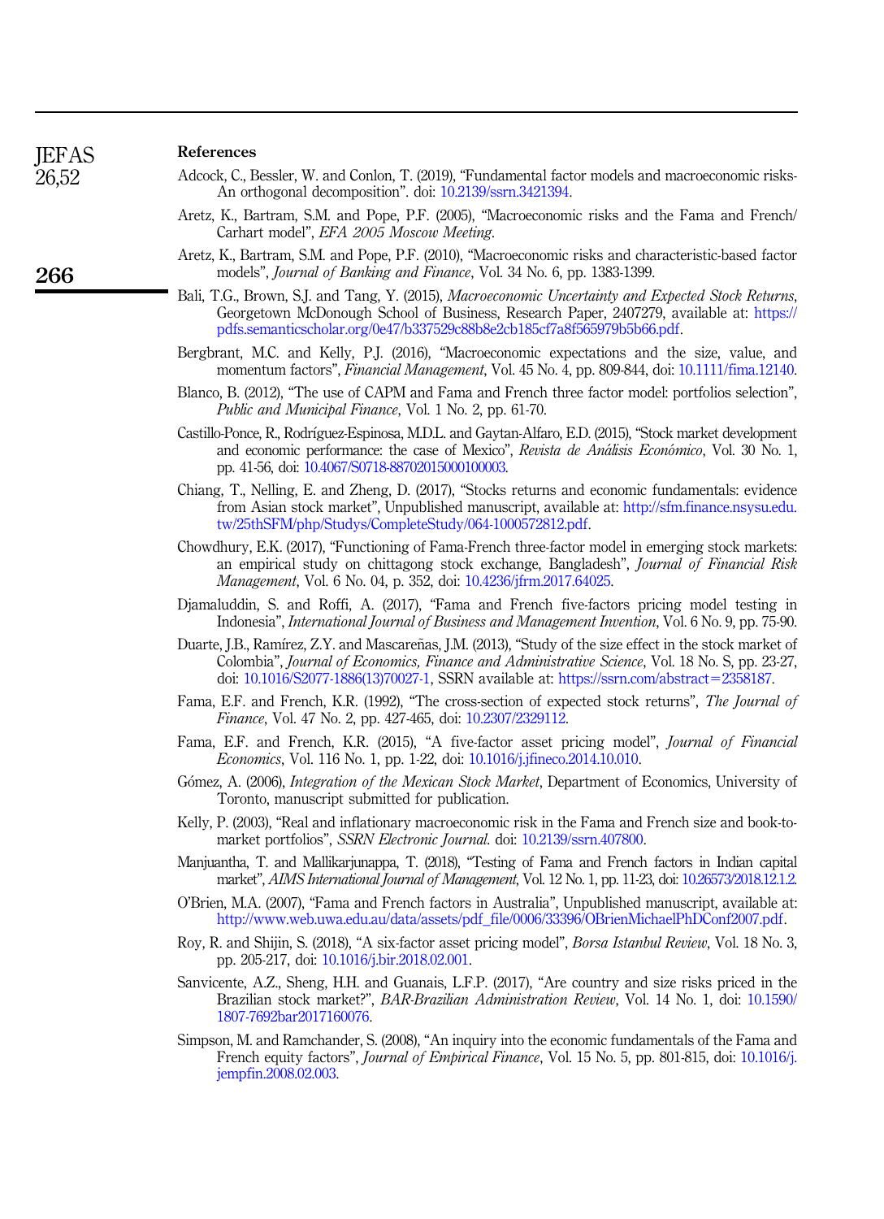## References

Adcock, C., Bessler, W. and Conlon, T. (2019), "Fundamental factor models and macroeconomic risks-An orthogonal decomposition". doi: 10.2139/ssrn.3421394.

Aretz, K., Bartram, S.M. and Pope, P.F. (2005), "Macroeconomic risks and the Fama and French/Carhart model", *EFA 2005 Moscow Meeting*.

Aretz, K., Bartram, S.M. and Pope, P.F. (2010), "Macroeconomic risks and characteristic-based factor models", *Journal of Banking and Finance*, Vol. 34 No. 6, pp. 1383-1399.

Bali, T.G., Brown, S.J. and Tang, Y. (2015), *Macroeconomic Uncertainty and Expected Stock Returns*, Georgetown McDonough School of Business, Research Paper, 2407279, available at: https://pdfs.semanticscholar.org/0e47/b337529c88b8e2cb185cf7a8f565979b5b66.pdf.

Bergbrant, M.C. and Kelly, P.J. (2016), "Macroeconomic expectations and the size, value, and momentum factors", *Financial Management*, Vol. 45 No. 4, pp. 809-844, doi: 10.1111/fima.12140.

Blanco, B. (2012), "The use of CAPM and Fama and French three factor model: portfolios selection", *Public and Municipal Finance*, Vol. 1 No. 2, pp. 61-70.

Castillo-Ponce, R., Rodríguez-Espinosa, M.D.L. and Gaytan-Alfaro, E.D. (2015), "Stock market development and economic performance: the case of Mexico", *Revista de Análisis Económico*, Vol. 30 No. 1, pp. 41-56, doi: 10.4067/S0718-88702015000100003.

Chiang, T., Nelling, E. and Zheng, D. (2017), "Stocks returns and economic fundamentals: evidence from Asian stock market", Unpublished manuscript, available at: http://sfm.finance.nsysu.edu.tw/25thSFM/php/Studys/CompleteStudy/064-1000572812.pdf.

Chowdhury, E.K. (2017), "Functioning of Fama-French three-factor model in emerging stock markets: an empirical study on chittagong stock exchange, Bangladesh", *Journal of Financial Risk Management*, Vol. 6 No. 04, p. 352, doi: 10.4236/jfrm.2017.64025.

Djamaluddin, S. and Roffi, A. (2017), "Fama and French five-factors pricing model testing in Indonesia", *International Journal of Business and Management Invention*, Vol. 6 No. 9, pp. 75-90.

Duarte, J.B., Ramírez, Z.Y. and Mascareñas, J.M. (2013), "Study of the size effect in the stock market of Colombia", *Journal of Economics, Finance and Administrative Science*, Vol. 18 No. S, pp. 23-27, doi: 10.1016/S2077-1886(13)70027-1, SSRN available at: https://ssrn.com/abstract=2358187.

Fama, E.F. and French, K.R. (1992), "The cross-section of expected stock returns", *The Journal of Finance*, Vol. 47 No. 2, pp. 427-465, doi: 10.2307/2329112.

Fama, E.F. and French, K.R. (2015), "A five-factor asset pricing model", *Journal of Financial Economics*, Vol. 116 No. 1, pp. 1-22, doi: 10.1016/j.jfineco.2014.10.010.

Gómez, A. (2006), *Integration of the Mexican Stock Market*, Department of Economics, University of Toronto, manuscript submitted for publication.

Kelly, P. (2003), "Real and inflationary macroeconomic risk in the Fama and French size and book-to-market portfolios", *SSRN Electronic Journal*. doi: 10.2139/ssrn.407800.

Manjuantha, T. and Mallikarjunappa, T. (2018), "Testing of Fama and French factors in Indian capital market", *AIMS International Journal of Management*, Vol. 12 No. 1, pp. 11-23, doi: 10.26573/2018.12.1.2.

O'Brien, M.A. (2007), "Fama and French factors in Australia", Unpublished manuscript, available at: http://www.web.uwa.edu.au/data/assets/pdf_file/0006/33396/OBrienMichaelPhDConf2007.pdf.

Roy, R. and Shijin, S. (2018), "A six-factor asset pricing model", *Borsa Istanbul Review*, Vol. 18 No. 3, pp. 205-217, doi: 10.1016/j.bir.2018.02.001.

Sanvicente, A.Z., Sheng, H.H. and Guanais, L.F.P. (2017), "Are country and size risks priced in the Brazilian stock market?", *BAR-Brazilian Administration Review*, Vol. 14 No. 1, doi: 10.1590/1807-7692bar2017160076.

Simpson, M. and Ramchander, S. (2008), "An inquiry into the economic fundamentals of the Fama and French equity factors", *Journal of Empirical Finance*, Vol. 15 No. 5, pp. 801-815, doi: 10.1016/j.jempfin.2008.02.003.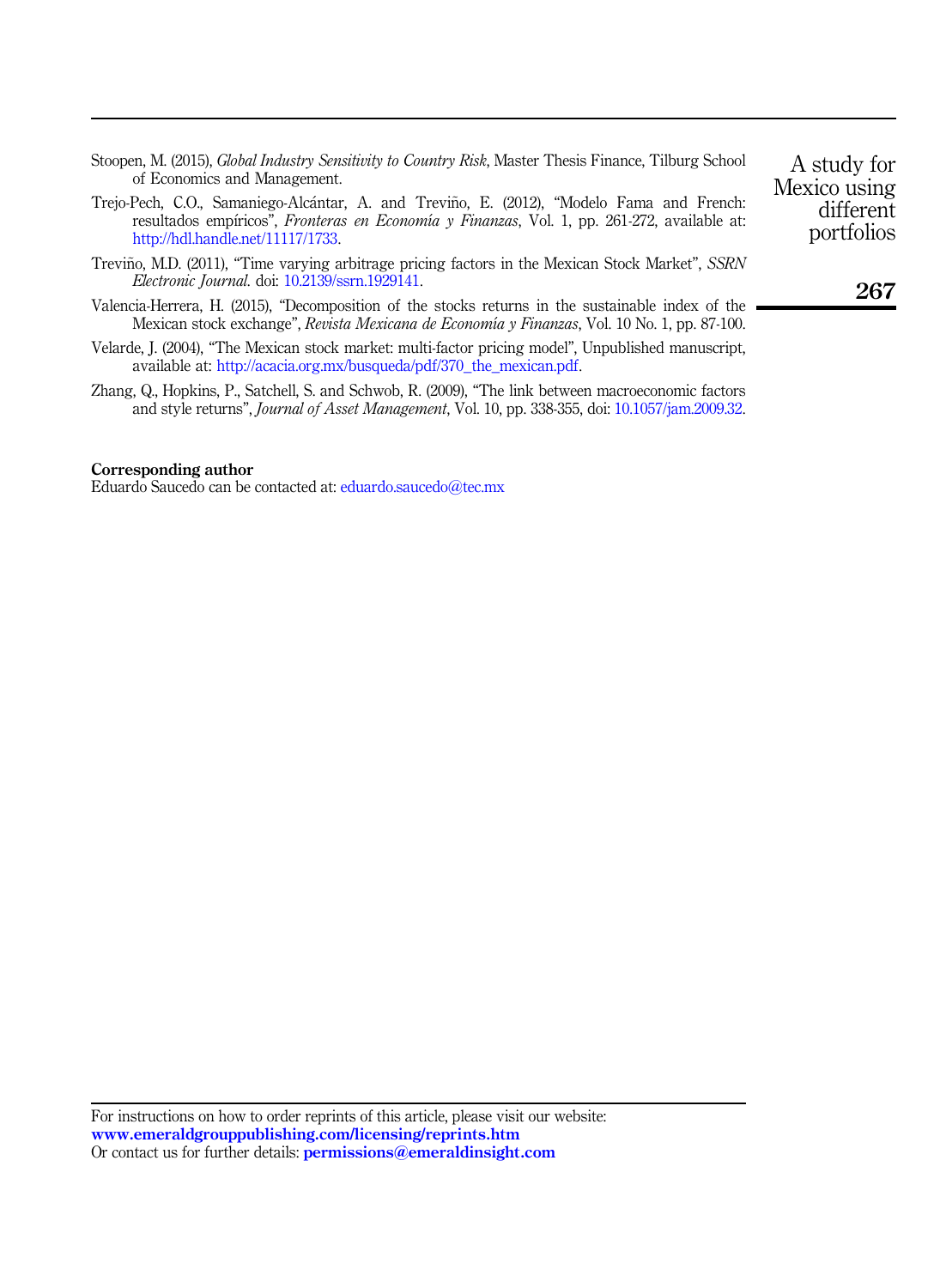Stoopen, M. (2015), *Global Industry Sensitivity to Country Risk*, Master Thesis Finance, Tilburg School of Economics and Management.

Trejo-Pech, C.O., Samaniego-Alcántar, A. and Treviño, E. (2012), "Modelo Fama and French: resultados empíricos", *Fronteras en Economía y Finanzas*, Vol. 1, pp. 261-272, available at: http://hdl.handle.net/11117/1733.

Treviño, M.D. (2011), "Time varying arbitrage pricing factors in the Mexican Stock Market", *SSRN Electronic Journal*. doi: 10.2139/ssrn.1929141.

Valencia-Herrera, H. (2015), "Decomposition of the stocks returns in the sustainable index of the Mexican stock exchange", *Revista Mexicana de Economía y Finanzas*, Vol. 10 No. 1, pp. 87-100.

Velarde, J. (2004), "The Mexican stock market: multi-factor pricing model", Unpublished manuscript, available at: http://acacia.org.mx/busqueda/pdf/370_the_mexican.pdf.

Zhang, Q., Hopkins, P., Satchell, S. and Schwob, R. (2009), "The link between macroeconomic factors and style returns", *Journal of Asset Management*, Vol. 10, pp. 338-355, doi: 10.1057/jam.2009.32.

**Corresponding author**
Eduardo Saucedo can be contacted at: eduardo.saucedo@tec.mx

For instructions on how to order reprints of this article, please visit our website:
**www.emeraldgrouppublishing.com/licensing/reprints.htm**
Or contact us for further details: **permissions@emeraldinsight.com**